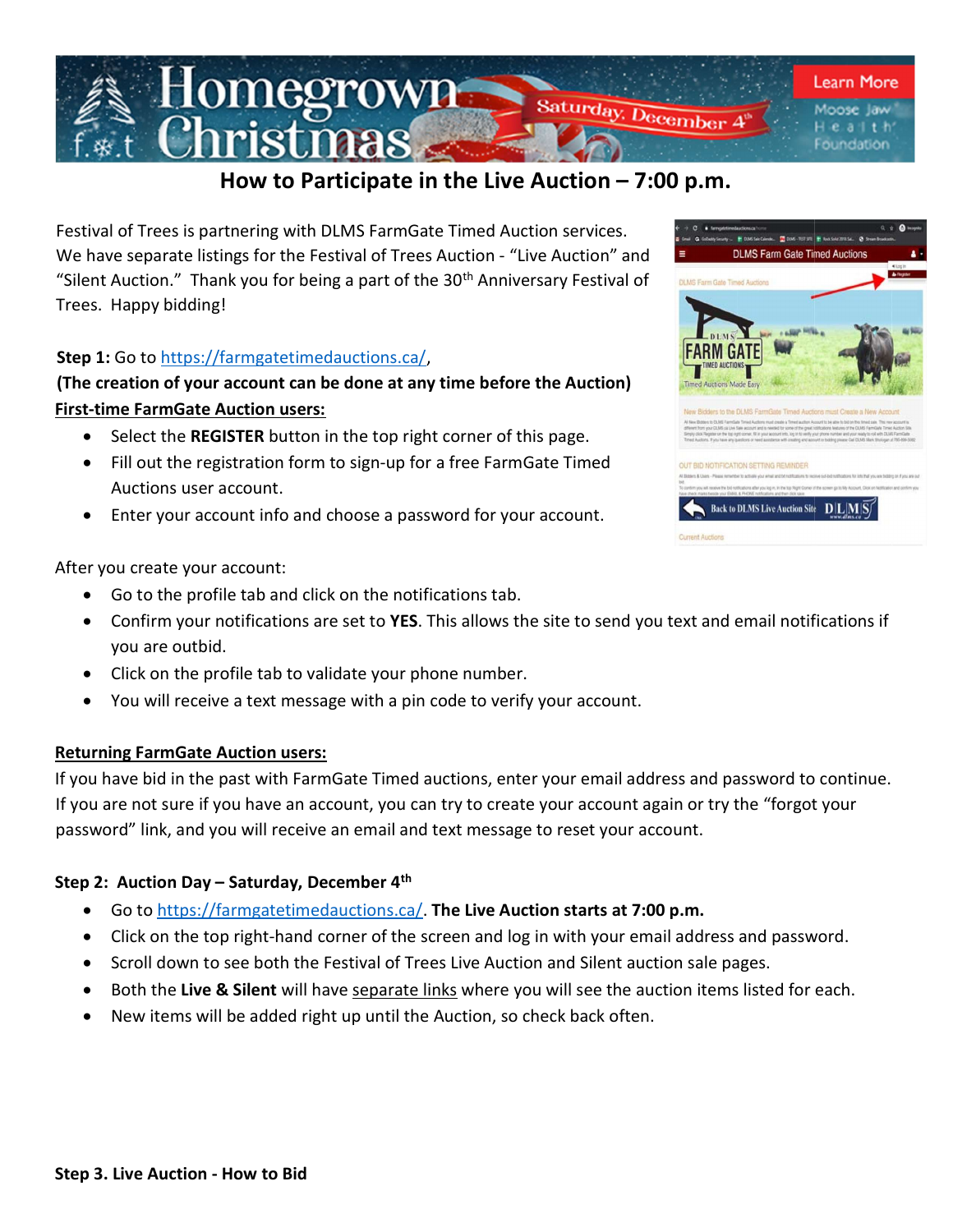# How to Participate in the Live Auction – 7:00 p.m.

Festival of Trees is partnering with DLMS FarmGate Timed Auction services. We have separate listings for the Festival of Trees Auction - "Live Auction" and "Silent Auction." Thank you for being a part of the 30th Anniversary Festival of Trees. Happy bidding!

**Step 1:** Go to https://farmgatetimedauctions.ca/,

**(The creation of your account can be done at any time before the Auction)**

**First-time FarmGate Auction users:**

- Select the **REGISTER** button in the top right corner of this page.
- Fill out the registration form to sign-up for a free FarmGate Timed Auctions user account.
- Enter your account info and choose a password for your account.

After you create your account:

- Go to the profile tab and click on the notifications tab.
- Confirm your notifications are set to **YES**. This allows the site to send you text and email notifications if you are outbid.
- Click on the profile tab to validate your phone number.
- You will receive a text message with a pin code to verify your account.

**Returning FarmGate Auction users:**

If you have bid in the past with FarmGate Timed auctions, enter your email address and password to continue. If you are not sure if you have an account, you can try to create your account again or try the "forgot your password" link, and you will receive an email and text message to reset your account.

**Step 2: Auction Day – Saturday, December 4th**

- Go to https://farmgatetimedauctions.ca/. **The Live Auction starts at 7:00 p.m.**
- Click on the top right-hand corner of the screen and log in with your email address and password.
- Scroll down to see both the Festival of Trees Live Auction and Silent auction sale pages.
- Both the **Live & Silent** will have separate links where you will see the auction items listed for each.
- New items will be added right up until the Auction, so check back often.

**Step 3. Live Auction - How to Bid**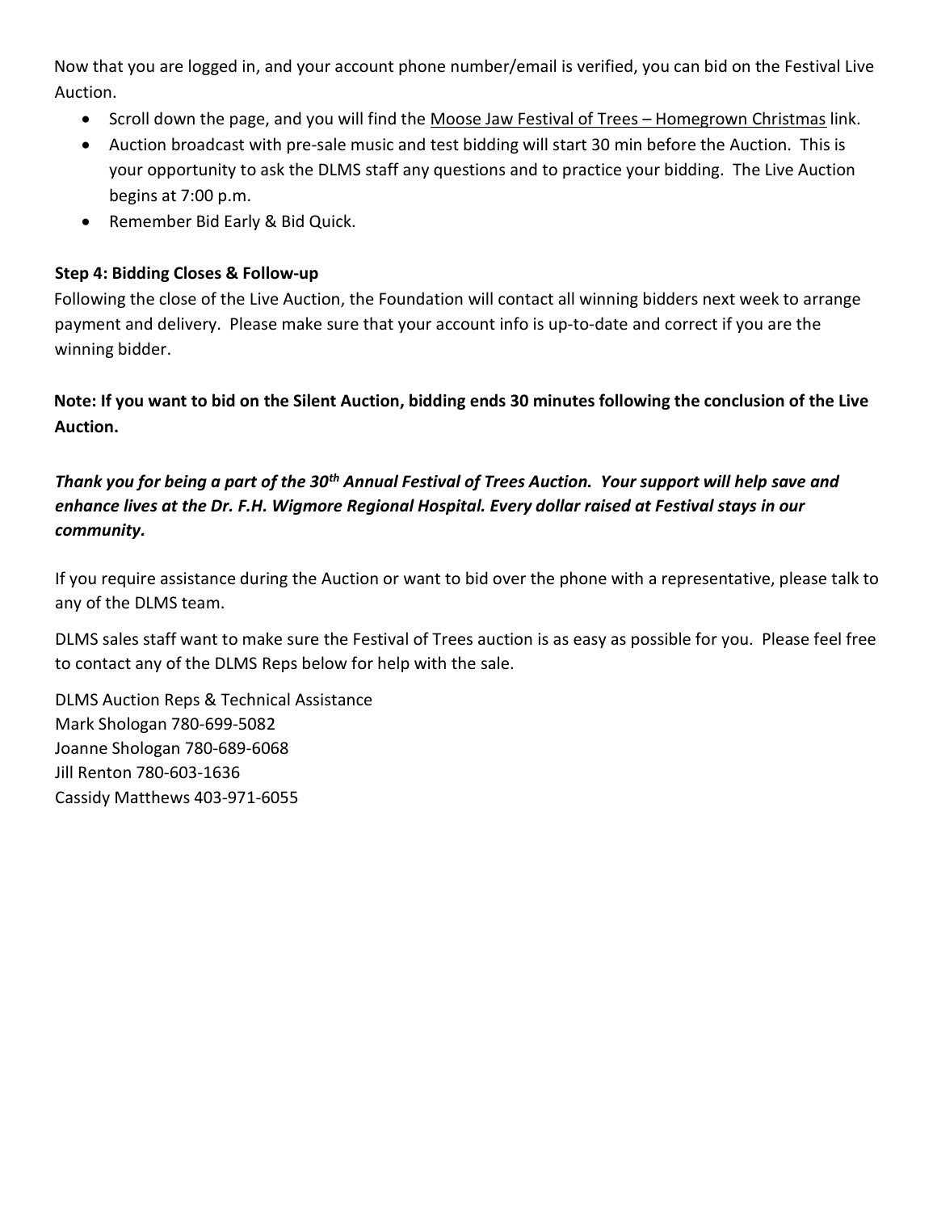Now that you are logged in, and your account phone number/email is verified, you can bid on the Festival Live Auction.

- Scroll down the page, and you will find the Moose Jaw Festival of Trees – Homegrown Christmas link.
- Auction broadcast with pre-sale music and test bidding will start 30 min before the Auction. This is your opportunity to ask the DLMS staff any questions and to practice your bidding. The Live Auction begins at 7:00 p.m.
- Remember Bid Early & Bid Quick.

**Step 4: Bidding Closes & Follow-up**

Following the close of the Live Auction, the Foundation will contact all winning bidders next week to arrange payment and delivery. Please make sure that your account info is up-to-date and correct if you are the winning bidder.

**Note: If you want to bid on the Silent Auction, bidding ends 30 minutes following the conclusion of the Live Auction.**

***Thank you for being a part of the 30th Annual Festival of Trees Auction. Your support will help save and enhance lives at the Dr. F.H. Wigmore Regional Hospital. Every dollar raised at Festival stays in our community.***

If you require assistance during the Auction or want to bid over the phone with a representative, please talk to any of the DLMS team.

DLMS sales staff want to make sure the Festival of Trees auction is as easy as possible for you. Please feel free to contact any of the DLMS Reps below for help with the sale.

DLMS Auction Reps & Technical Assistance
Mark Shologan 780-699-5082
Joanne Shologan 780-689-6068
Jill Renton 780-603-1636
Cassidy Matthews 403-971-6055